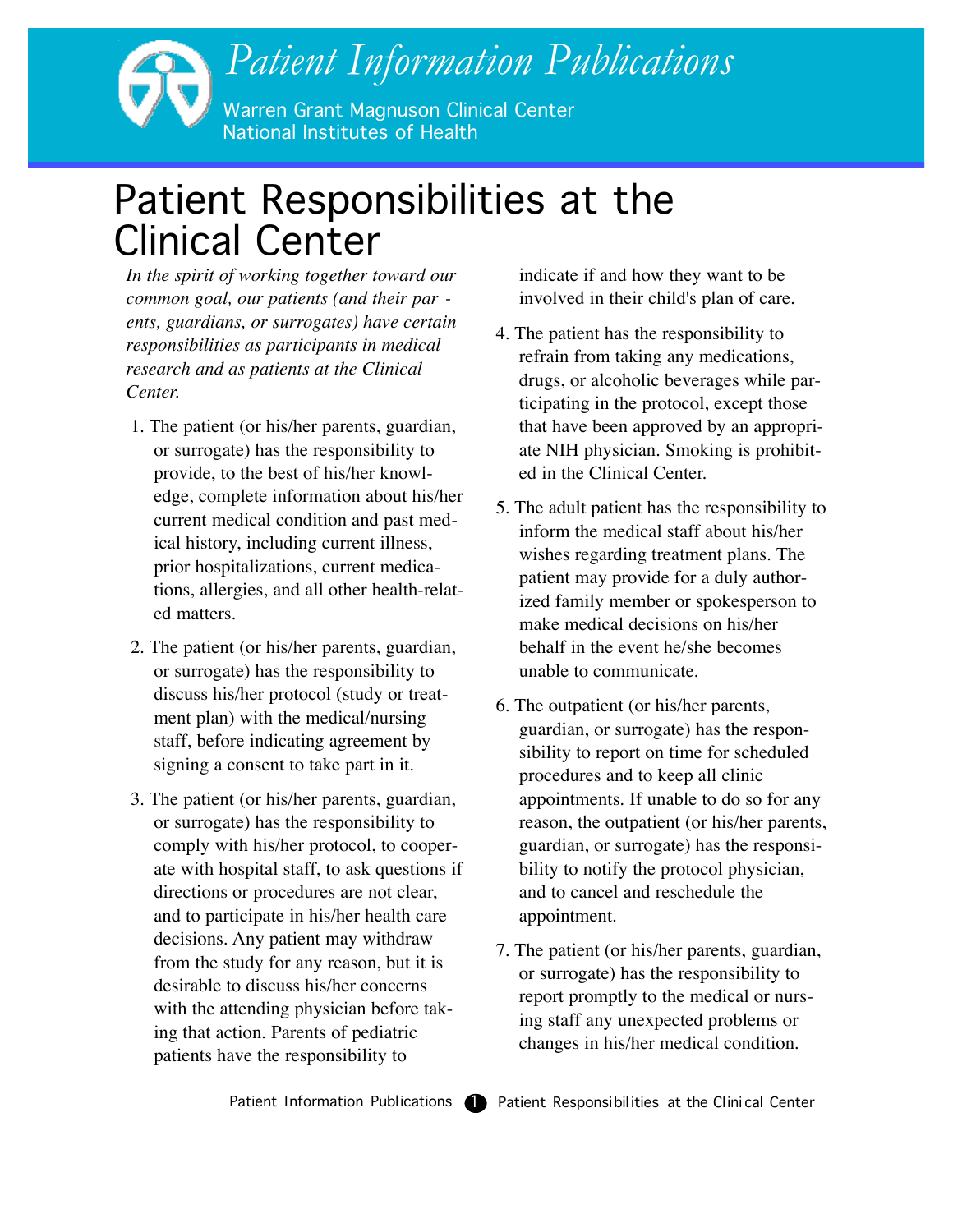Patient Information Publications

Warren Grant Magnuson Clinical Center
National Institutes of Health

# Patient Responsibilities at the Clinical Center

*In the spirit of working together toward our common goal, our patients (and their parents, guardians, or surrogates) have certain responsibilities as participants in medical research and as patients at the Clinical Center.*

1. The patient (or his/her parents, guardian, or surrogate) has the responsibility to provide, to the best of his/her knowledge, complete information about his/her current medical condition and past medical history, including current illness, prior hospitalizations, current medications, allergies, and all other health-related matters.

2. The patient (or his/her parents, guardian, or surrogate) has the responsibility to discuss his/her protocol (study or treatment plan) with the medical/nursing staff, before indicating agreement by signing a consent to take part in it.

3. The patient (or his/her parents, guardian, or surrogate) has the responsibility to comply with his/her protocol, to cooperate with hospital staff, to ask questions if directions or procedures are not clear, and to participate in his/her health care decisions. Any patient may withdraw from the study for any reason, but it is desirable to discuss his/her concerns with the attending physician before taking that action. Parents of pediatric patients have the responsibility to indicate if and how they want to be involved in their child's plan of care.

4. The patient has the responsibility to refrain from taking any medications, drugs, or alcoholic beverages while participating in the protocol, except those that have been approved by an appropriate NIH physician. Smoking is prohibited in the Clinical Center.

5. The adult patient has the responsibility to inform the medical staff about his/her wishes regarding treatment plans. The patient may provide for a duly authorized family member or spokesperson to make medical decisions on his/her behalf in the event he/she becomes unable to communicate.

6. The outpatient (or his/her parents, guardian, or surrogate) has the responsibility to report on time for scheduled procedures and to keep all clinic appointments. If unable to do so for any reason, the outpatient (or his/her parents, guardian, or surrogate) has the responsibility to notify the protocol physician, and to cancel and reschedule the appointment.

7. The patient (or his/her parents, guardian, or surrogate) has the responsibility to report promptly to the medical or nursing staff any unexpected problems or changes in his/her medical condition.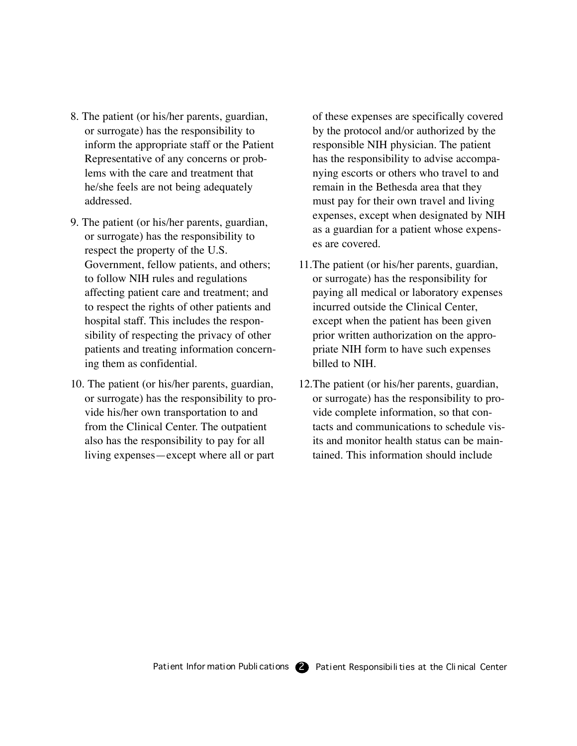8. The patient (or his/her parents, guardian, or surrogate) has the responsibility to inform the appropriate staff or the Patient Representative of any concerns or problems with the care and treatment that he/she feels are not being adequately addressed.

9. The patient (or his/her parents, guardian, or surrogate) has the responsibility to respect the property of the U.S. Government, fellow patients, and others; to follow NIH rules and regulations affecting patient care and treatment; and to respect the rights of other patients and hospital staff. This includes the responsibility of respecting the privacy of other patients and treating information concerning them as confidential.

10. The patient (or his/her parents, guardian, or surrogate) has the responsibility to provide his/her own transportation to and from the Clinical Center. The outpatient also has the responsibility to pay for all living expenses—except where all or part of these expenses are specifically covered by the protocol and/or authorized by the responsible NIH physician. The patient has the responsibility to advise accompanying escorts or others who travel to and remain in the Bethesda area that they must pay for their own travel and living expenses, except when designated by NIH as a guardian for a patient whose expenses are covered.

11. The patient (or his/her parents, guardian, or surrogate) has the responsibility for paying all medical or laboratory expenses incurred outside the Clinical Center, except when the patient has been given prior written authorization on the appropriate NIH form to have such expenses billed to NIH.

12. The patient (or his/her parents, guardian, or surrogate) has the responsibility to provide complete information, so that contacts and communications to schedule visits and monitor health status can be maintained. This information should include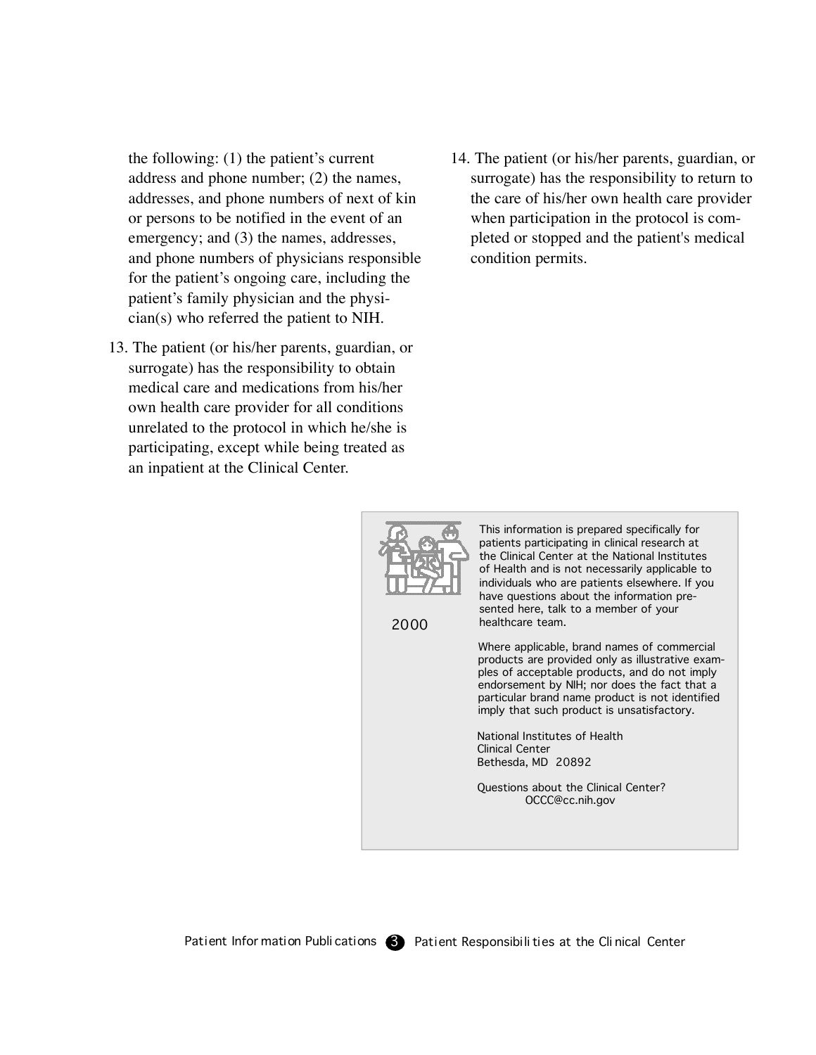the following: (1) the patient's current address and phone number; (2) the names, addresses, and phone numbers of next of kin or persons to be notified in the event of an emergency; and (3) the names, addresses, and phone numbers of physicians responsible for the patient's ongoing care, including the patient's family physician and the physician(s) who referred the patient to NIH.

13. The patient (or his/her parents, guardian, or surrogate) has the responsibility to obtain medical care and medications from his/her own health care provider for all conditions unrelated to the protocol in which he/she is participating, except while being treated as an inpatient at the Clinical Center.

14. The patient (or his/her parents, guardian, or surrogate) has the responsibility to return to the care of his/her own health care provider when participation in the protocol is completed or stopped and the patient's medical condition permits.

2000

This information is prepared specifically for patients participating in clinical research at the Clinical Center at the National Institutes of Health and is not necessarily applicable to individuals who are patients elsewhere. If you have questions about the information presented here, talk to a member of your healthcare team.

Where applicable, brand names of commercial products are provided only as illustrative examples of acceptable products, and do not imply endorsement by NIH; nor does the fact that a particular brand name product is not identified imply that such product is unsatisfactory.

National Institutes of Health
Clinical Center
Bethesda, MD 20892

Questions about the Clinical Center?
OCCC@cc.nih.gov